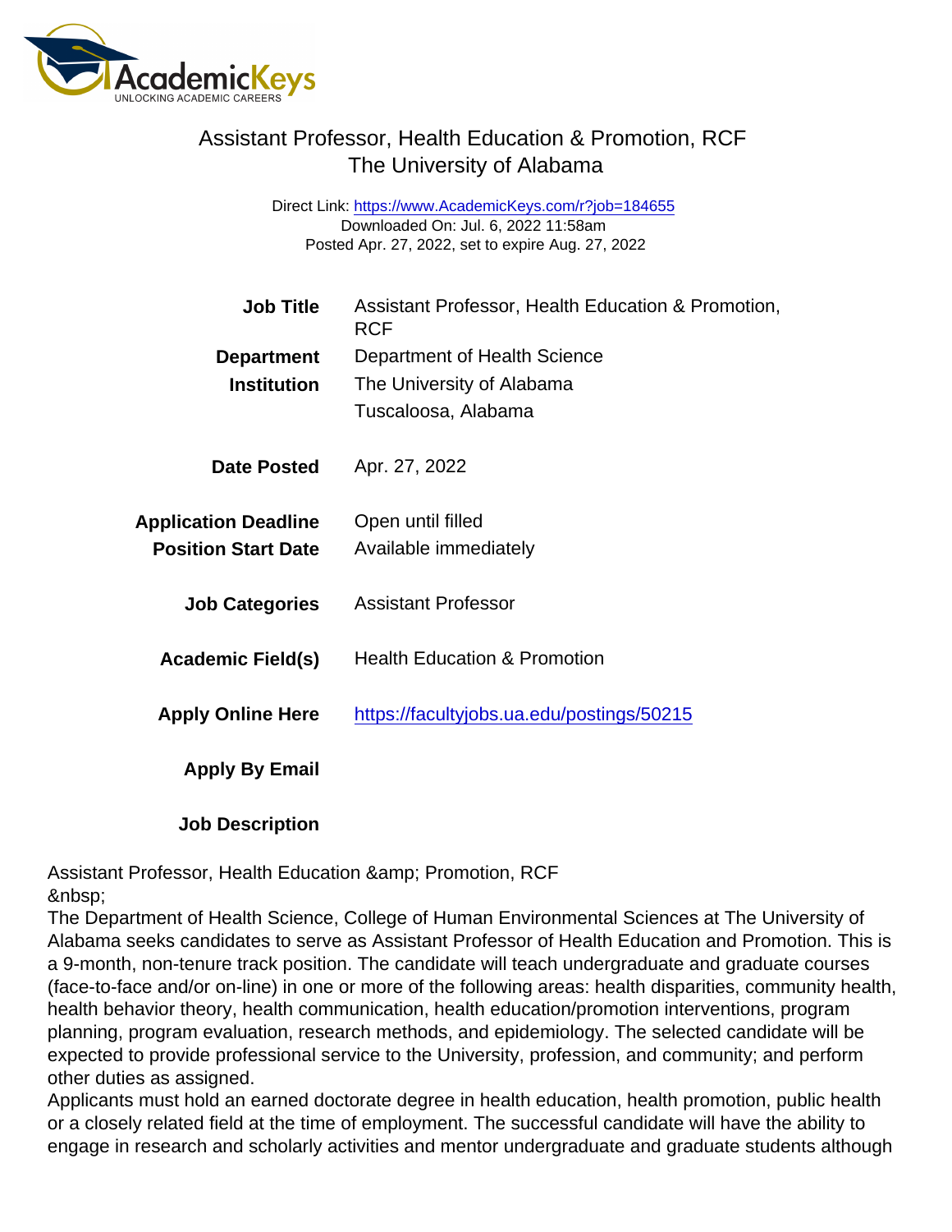# Assistant Professor, Health Education & Promotion, RCF
## The University of Alabama

Direct Link: https://www.AcademicKeys.com/r?job=184655
Downloaded On: Jul. 6, 2022 11:58am
Posted Apr. 27, 2022, set to expire Aug. 27, 2022

| | |
|---|---|
| **Job Title** | Assistant Professor, Health Education & Promotion, RCF |
| **Department** | Department of Health Science |
| **Institution** | The University of Alabama<br>Tuscaloosa, Alabama |
| **Date Posted** | Apr. 27, 2022 |
| **Application Deadline** | Open until filled |
| **Position Start Date** | Available immediately |
| **Job Categories** | Assistant Professor |
| **Academic Field(s)** | Health Education & Promotion |
| **Apply Online Here** | https://facultyjobs.ua.edu/postings/50215 |
| **Apply By Email** | |
| **Job Description** | |

Assistant Professor, Health Education &amp; Promotion, RCF
&nbsp;
The Department of Health Science, College of Human Environmental Sciences at The University of Alabama seeks candidates to serve as Assistant Professor of Health Education and Promotion. This is a 9-month, non-tenure track position. The candidate will teach undergraduate and graduate courses (face-to-face and/or on-line) in one or more of the following areas: health disparities, community health, health behavior theory, health communication, health education/promotion interventions, program planning, program evaluation, research methods, and epidemiology. The selected candidate will be expected to provide professional service to the University, profession, and community; and perform other duties as assigned.
Applicants must hold an earned doctorate degree in health education, health promotion, public health or a closely related field at the time of employment. The successful candidate will have the ability to engage in research and scholarly activities and mentor undergraduate and graduate students although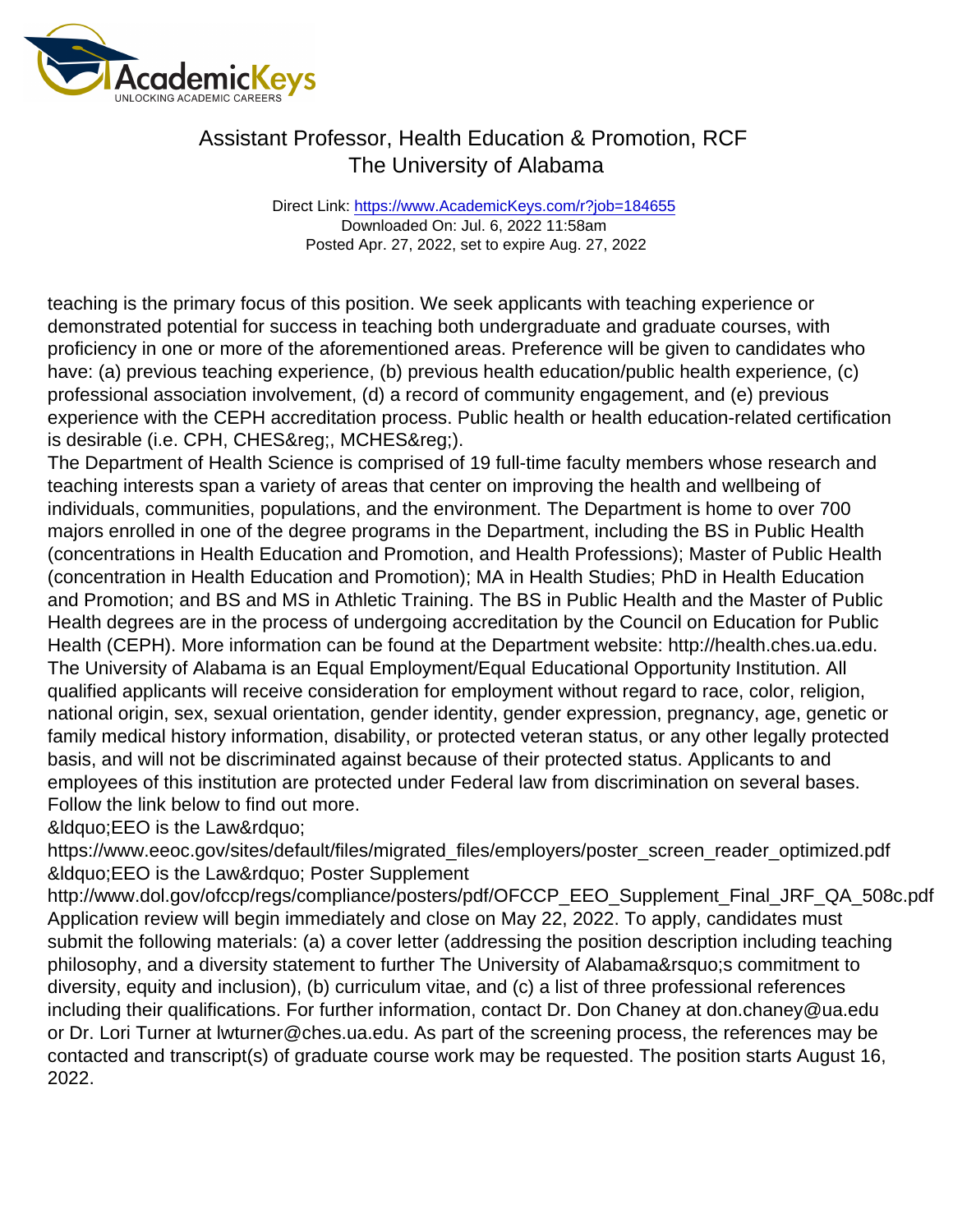teaching is the primary focus of this position. We seek applicants with teaching experience or demonstrated potential for success in teaching both undergraduate and graduate courses, with proficiency in one or more of the aforementioned areas. Preference will be given to candidates who have: (a) previous teaching experience, (b) previous health education/public health experience, (c) professional association involvement, (d) a record of community engagement, and (e) previous experience with the CEPH accreditation process. Public health or health education-related certification is desirable (i.e. CPH, CHES&reg;, MCHES&reg;).

The Department of Health Science is comprised of 19 full-time faculty members whose research and teaching interests span a variety of areas that center on improving the health and wellbeing of individuals, communities, populations, and the environment. The Department is home to over 700 majors enrolled in one of the degree programs in the Department, including the BS in Public Health (concentrations in Health Education and Promotion, and Health Professions); Master of Public Health (concentration in Health Education and Promotion); MA in Health Studies; PhD in Health Education and Promotion; and BS and MS in Athletic Training. The BS in Public Health and the Master of Public Health degrees are in the process of undergoing accreditation by the Council on Education for Public Health (CEPH). More information can be found at the Department website: http://health.ches.ua.edu.

The University of Alabama is an Equal Employment/Equal Educational Opportunity Institution. All qualified applicants will receive consideration for employment without regard to race, color, religion, national origin, sex, sexual orientation, gender identity, gender expression, pregnancy, age, genetic or family medical history information, disability, or protected veteran status, or any other legally protected basis, and will not be discriminated against because of their protected status. Applicants to and employees of this institution are protected under Federal law from discrimination on several bases. Follow the link below to find out more.

&ldquo;EEO is the Law&rdquo;
https://www.eeoc.gov/sites/default/files/migrated_files/employers/poster_screen_reader_optimized.pdf
&ldquo;EEO is the Law&rdquo; Poster Supplement
http://www.dol.gov/ofccp/regs/compliance/posters/pdf/OFCCP_EEO_Supplement_Final_JRF_QA_508c.pdf

Application review will begin immediately and close on May 22, 2022. To apply, candidates must submit the following materials: (a) a cover letter (addressing the position description including teaching philosophy, and a diversity statement to further The University of Alabama&rsquo;s commitment to diversity, equity and inclusion), (b) curriculum vitae, and (c) a list of three professional references including their qualifications. For further information, contact Dr. Don Chaney at don.chaney@ua.edu or Dr. Lori Turner at lwturner@ches.ua.edu. As part of the screening process, the references may be contacted and transcript(s) of graduate course work may be requested. The position starts August 16, 2022.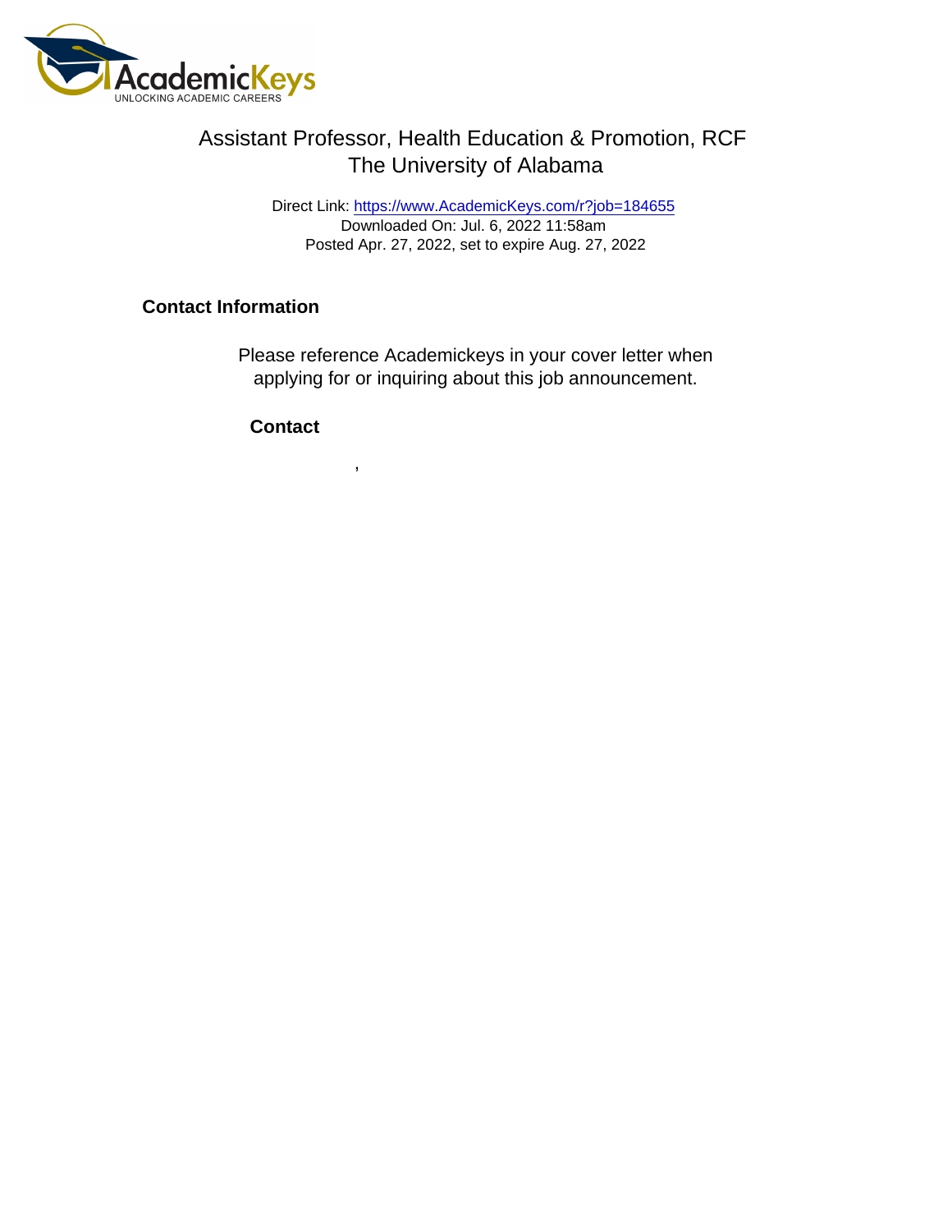# Assistant Professor, Health Education & Promotion, RCF
## The University of Alabama

Direct Link: https://www.AcademicKeys.com/r?job=184655
Downloaded On: Jul. 6, 2022 11:58am
Posted Apr. 27, 2022, set to expire Aug. 27, 2022

### Contact Information

Please reference Academickeys in your cover letter when applying for or inquiring about this job announcement.

#### Contact

,